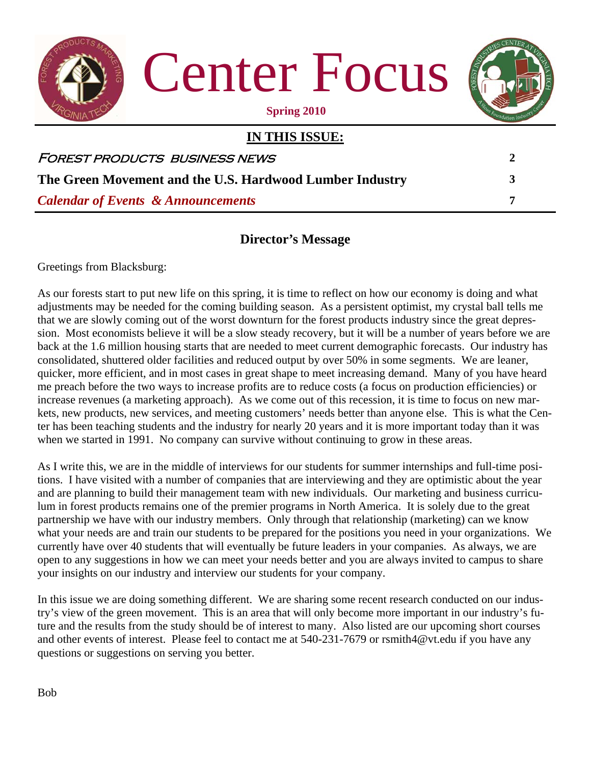# Center Focus

**Spring 2010**

## IN THIS ISSUE:

| | |
|---|---|
| *FOREST PRODUCTS BUSINESS NEWS* | 2 |
| **The Green Movement and the U.S. Hardwood Lumber Industry** | 3 |
| ***Calendar of Events & Announcements*** | 7 |

## Director's Message

Greetings from Blacksburg:

As our forests start to put new life on this spring, it is time to reflect on how our economy is doing and what adjustments may be needed for the coming building season. As a persistent optimist, my crystal ball tells me that we are slowly coming out of the worst downturn for the forest products industry since the great depression. Most economists believe it will be a slow steady recovery, but it will be a number of years before we are back at the 1.6 million housing starts that are needed to meet current demographic forecasts. Our industry has consolidated, shuttered older facilities and reduced output by over 50% in some segments. We are leaner, quicker, more efficient, and in most cases in great shape to meet increasing demand. Many of you have heard me preach before the two ways to increase profits are to reduce costs (a focus on production efficiencies) or increase revenues (a marketing approach). As we come out of this recession, it is time to focus on new markets, new products, new services, and meeting customers' needs better than anyone else. This is what the Center has been teaching students and the industry for nearly 20 years and it is more important today than it was when we started in 1991. No company can survive without continuing to grow in these areas.

As I write this, we are in the middle of interviews for our students for summer internships and full-time positions. I have visited with a number of companies that are interviewing and they are optimistic about the year and are planning to build their management team with new individuals. Our marketing and business curriculum in forest products remains one of the premier programs in North America. It is solely due to the great partnership we have with our industry members. Only through that relationship (marketing) can we know what your needs are and train our students to be prepared for the positions you need in your organizations. We currently have over 40 students that will eventually be future leaders in your companies. As always, we are open to any suggestions in how we can meet your needs better and you are always invited to campus to share your insights on our industry and interview our students for your company.

In this issue we are doing something different. We are sharing some recent research conducted on our industry's view of the green movement. This is an area that will only become more important in our industry's future and the results from the study should be of interest to many. Also listed are our upcoming short courses and other events of interest. Please feel to contact me at 540-231-7679 or rsmith4@vt.edu if you have any questions or suggestions on serving you better.

Bob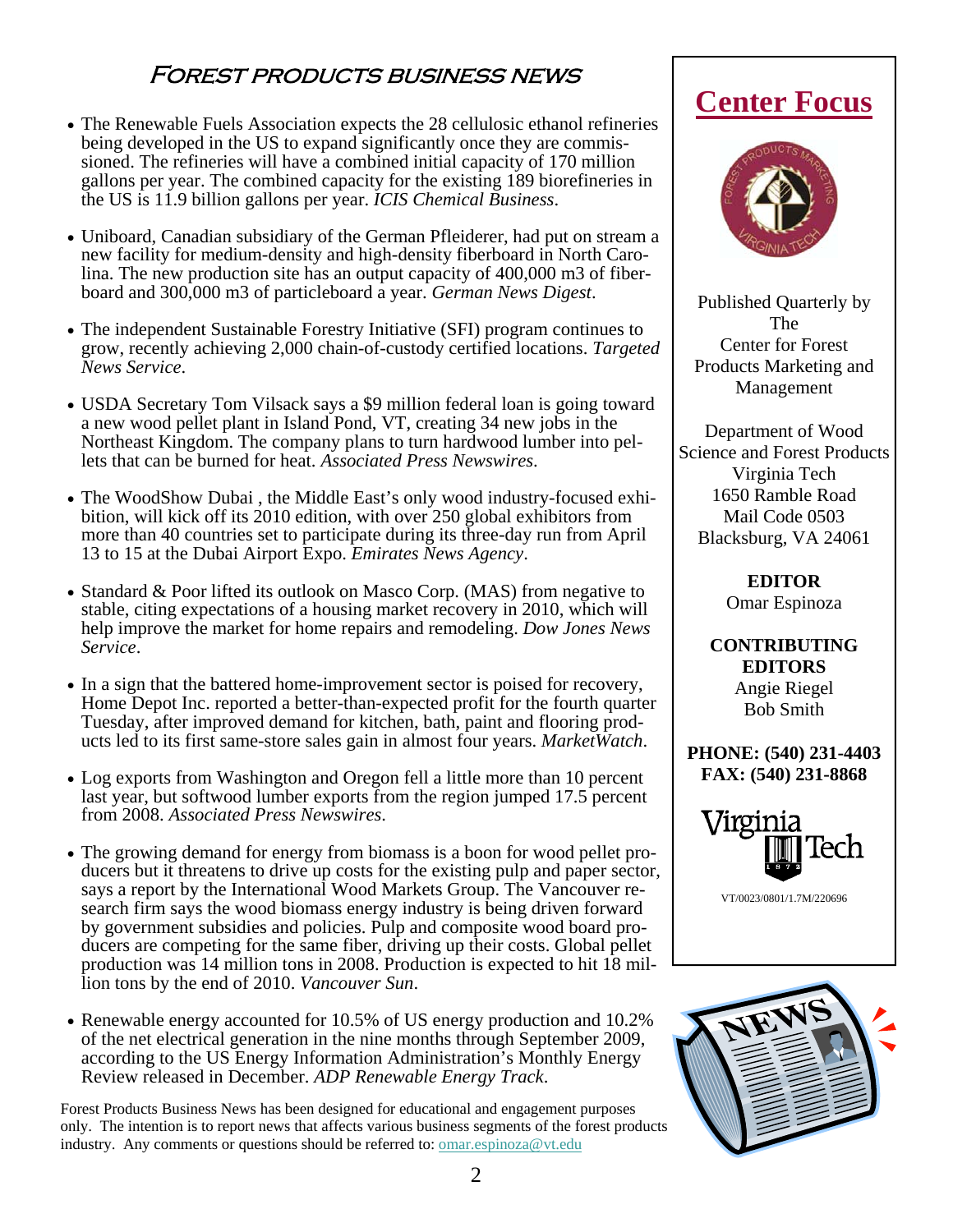## Forest products business news

- The Renewable Fuels Association expects the 28 cellulosic ethanol refineries being developed in the US to expand significantly once they are commissioned. The refineries will have a combined initial capacity of 170 million gallons per year. The combined capacity for the existing 189 biorefineries in the US is 11.9 billion gallons per year. *ICIS Chemical Business*.

- Uniboard, Canadian subsidiary of the German Pfleiderer, had put on stream a new facility for medium-density and high-density fiberboard in North Carolina. The new production site has an output capacity of 400,000 m3 of fiberboard and 300,000 m3 of particleboard a year. *German News Digest*.

- The independent Sustainable Forestry Initiative (SFI) program continues to grow, recently achieving 2,000 chain-of-custody certified locations. *Targeted News Service*.

- USDA Secretary Tom Vilsack says a $9 million federal loan is going toward a new wood pellet plant in Island Pond, VT, creating 34 new jobs in the Northeast Kingdom. The company plans to turn hardwood lumber into pellets that can be burned for heat. *Associated Press Newswires*.

- The WoodShow Dubai , the Middle East's only wood industry-focused exhibition, will kick off its 2010 edition, with over 250 global exhibitors from more than 40 countries set to participate during its three-day run from April 13 to 15 at the Dubai Airport Expo. *Emirates News Agency*.

- Standard & Poor lifted its outlook on Masco Corp. (MAS) from negative to stable, citing expectations of a housing market recovery in 2010, which will help improve the market for home repairs and remodeling. *Dow Jones News Service*.

- In a sign that the battered home-improvement sector is poised for recovery, Home Depot Inc. reported a better-than-expected profit for the fourth quarter Tuesday, after improved demand for kitchen, bath, paint and flooring products led to its first same-store sales gain in almost four years. *MarketWatch*.

- Log exports from Washington and Oregon fell a little more than 10 percent last year, but softwood lumber exports from the region jumped 17.5 percent from 2008. *Associated Press Newswires*.

- The growing demand for energy from biomass is a boon for wood pellet producers but it threatens to drive up costs for the existing pulp and paper sector, says a report by the International Wood Markets Group. The Vancouver research firm says the wood biomass energy industry is being driven forward by government subsidies and policies. Pulp and composite wood board producers are competing for the same fiber, driving up their costs. Global pellet production was 14 million tons in 2008. Production is expected to hit 18 million tons by the end of 2010. *Vancouver Sun*.

- Renewable energy accounted for 10.5% of US energy production and 10.2% of the net electrical generation in the nine months through September 2009, according to the US Energy Information Administration's Monthly Energy Review released in December. *ADP Renewable Energy Track*.

Forest Products Business News has been designed for educational and engagement purposes only. The intention is to report news that affects various business segments of the forest products industry. Any comments or questions should be referred to: omar.espinoza@vt.edu

## Center Focus

Published Quarterly by
The
Center for Forest Products Marketing and Management

Department of Wood Science and Forest Products
Virginia Tech
1650 Ramble Road
Mail Code 0503
Blacksburg, VA 24061

**EDITOR**
Omar Espinoza

**CONTRIBUTING EDITORS**
Angie Riegel
Bob Smith

**PHONE: (540) 231-4403**
**FAX: (540) 231-8868**

VT/0023/0801/1.7M/220696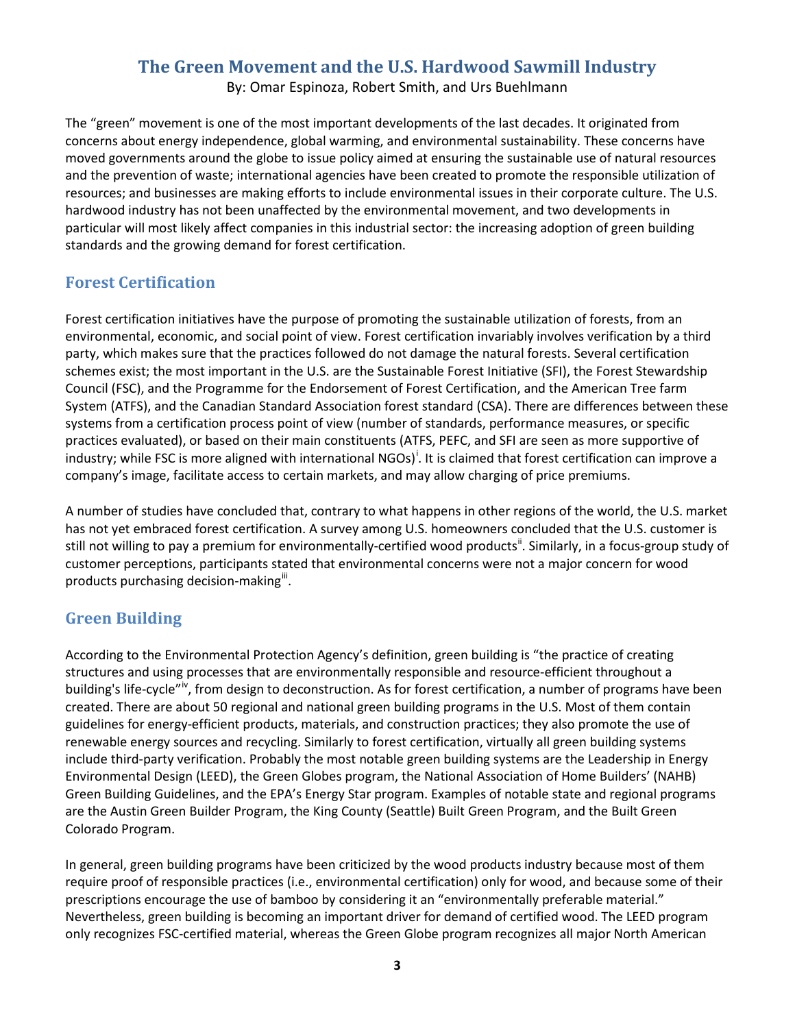# The Green Movement and the U.S. Hardwood Sawmill Industry

By: Omar Espinoza, Robert Smith, and Urs Buehlmann

The "green" movement is one of the most important developments of the last decades. It originated from concerns about energy independence, global warming, and environmental sustainability. These concerns have moved governments around the globe to issue policy aimed at ensuring the sustainable use of natural resources and the prevention of waste; international agencies have been created to promote the responsible utilization of resources; and businesses are making efforts to include environmental issues in their corporate culture. The U.S. hardwood industry has not been unaffected by the environmental movement, and two developments in particular will most likely affect companies in this industrial sector: the increasing adoption of green building standards and the growing demand for forest certification.

## Forest Certification

Forest certification initiatives have the purpose of promoting the sustainable utilization of forests, from an environmental, economic, and social point of view. Forest certification invariably involves verification by a third party, which makes sure that the practices followed do not damage the natural forests. Several certification schemes exist; the most important in the U.S. are the Sustainable Forest Initiative (SFI), the Forest Stewardship Council (FSC), and the Programme for the Endorsement of Forest Certification, and the American Tree farm System (ATFS), and the Canadian Standard Association forest standard (CSA). There are differences between these systems from a certification process point of view (number of standards, performance measures, or specific practices evaluated), or based on their main constituents (ATFS, PEFC, and SFI are seen as more supportive of industry; while FSC is more aligned with international NGOs)[i]. It is claimed that forest certification can improve a company's image, facilitate access to certain markets, and may allow charging of price premiums.

A number of studies have concluded that, contrary to what happens in other regions of the world, the U.S. market has not yet embraced forest certification. A survey among U.S. homeowners concluded that the U.S. customer is still not willing to pay a premium for environmentally-certified wood products[ii]. Similarly, in a focus-group study of customer perceptions, participants stated that environmental concerns were not a major concern for wood products purchasing decision-making[iii].

## Green Building

According to the Environmental Protection Agency's definition, green building is "the practice of creating structures and using processes that are environmentally responsible and resource-efficient throughout a building's life-cycle"[iv], from design to deconstruction. As for forest certification, a number of programs have been created. There are about 50 regional and national green building programs in the U.S. Most of them contain guidelines for energy-efficient products, materials, and construction practices; they also promote the use of renewable energy sources and recycling. Similarly to forest certification, virtually all green building systems include third-party verification. Probably the most notable green building systems are the Leadership in Energy Environmental Design (LEED), the Green Globes program, the National Association of Home Builders' (NAHB) Green Building Guidelines, and the EPA's Energy Star program. Examples of notable state and regional programs are the Austin Green Builder Program, the King County (Seattle) Built Green Program, and the Built Green Colorado Program.

In general, green building programs have been criticized by the wood products industry because most of them require proof of responsible practices (i.e., environmental certification) only for wood, and because some of their prescriptions encourage the use of bamboo by considering it an "environmentally preferable material." Nevertheless, green building is becoming an important driver for demand of certified wood. The LEED program only recognizes FSC-certified material, whereas the Green Globe program recognizes all major North American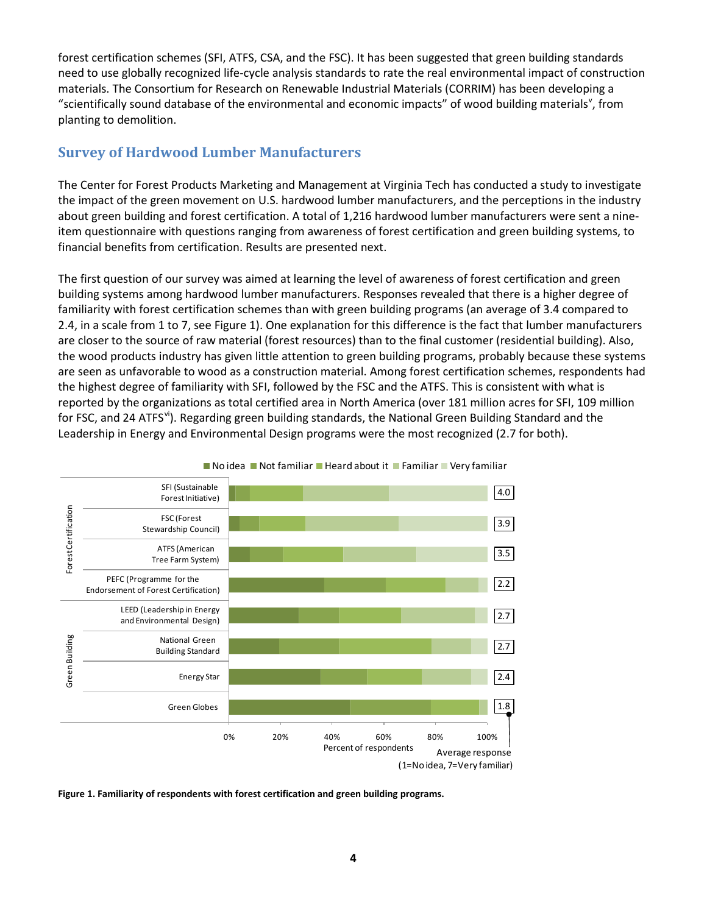forest certification schemes (SFI, ATFS, CSA, and the FSC). It has been suggested that green building standards need to use globally recognized life-cycle analysis standards to rate the real environmental impact of construction materials. The Consortium for Research on Renewable Industrial Materials (CORRIM) has been developing a "scientifically sound database of the environmental and economic impacts" of wood building materials[v], from planting to demolition.

## Survey of Hardwood Lumber Manufacturers

The Center for Forest Products Marketing and Management at Virginia Tech has conducted a study to investigate the impact of the green movement on U.S. hardwood lumber manufacturers, and the perceptions in the industry about green building and forest certification. A total of 1,216 hardwood lumber manufacturers were sent a nine-item questionnaire with questions ranging from awareness of forest certification and green building systems, to financial benefits from certification. Results are presented next.

The first question of our survey was aimed at learning the level of awareness of forest certification and green building systems among hardwood lumber manufacturers. Responses revealed that there is a higher degree of familiarity with forest certification schemes than with green building programs (an average of 3.4 compared to 2.4, in a scale from 1 to 7, see Figure 1). One explanation for this difference is the fact that lumber manufacturers are closer to the source of raw material (forest resources) than to the final customer (residential building). Also, the wood products industry has given little attention to green building programs, probably because these systems are seen as unfavorable to wood as a construction material. Among forest certification schemes, respondents had the highest degree of familiarity with SFI, followed by the FSC and the ATFS. This is consistent with what is reported by the organizations as total certified area in North America (over 181 million acres for SFI, 109 million for FSC, and 24 ATFS[vi]). Regarding green building standards, the National Green Building Standard and the Leadership in Energy and Environmental Design programs were the most recognized (2.7 for both).

| Category | Program | Average response (1=No idea, 7=Very familiar) |
|---|---|---|
| Forest Certification | SFI (Sustainable Forest Initiative) | 4.0 |
| | FSC (Forest Stewardship Council) | 3.9 |
| | ATFS (American Tree Farm System) | 3.5 |
| | PEFC (Programme for the Endorsement of Forest Certification) | 2.2 |
| Green Building | LEED (Leadership in Energy and Environmental Design) | 2.7 |
| | National Green Building Standard | 2.7 |
| | Energy Star | 2.4 |
| | Green Globes | 1.8 |

**Figure 1. Familiarity of respondents with forest certification and green building programs.**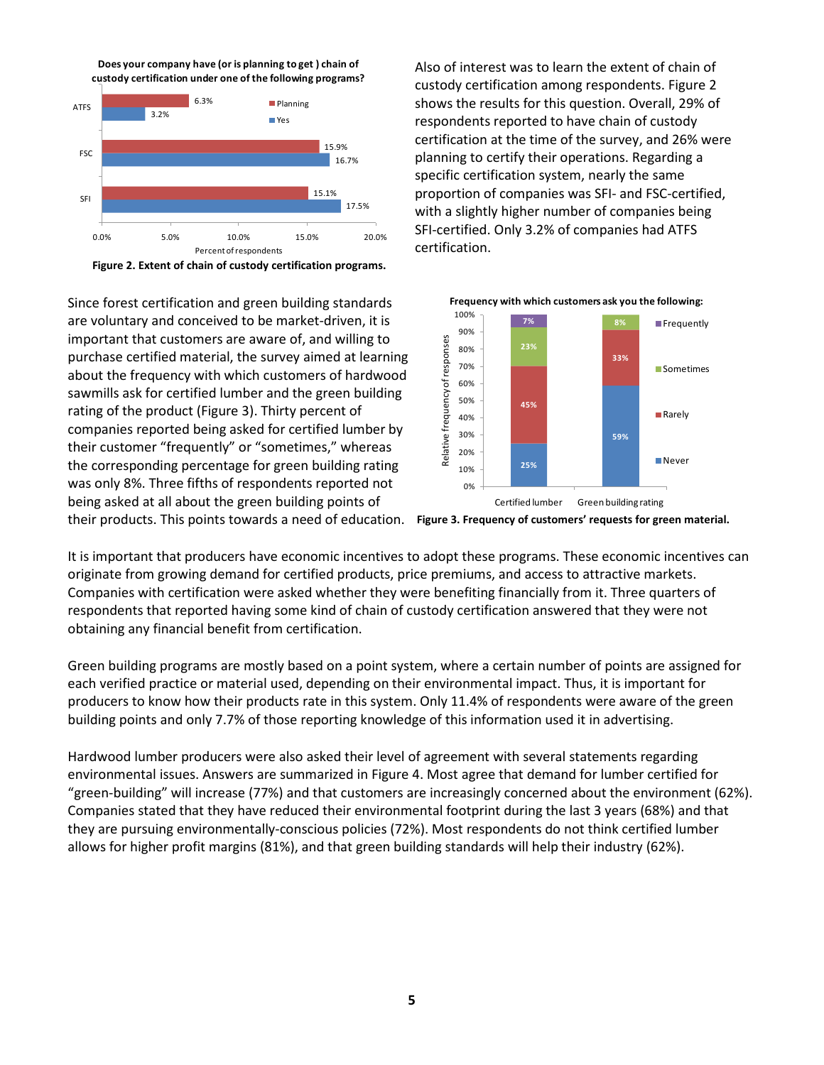Does your company have (or is planning to get ) chain of custody certification under one of the following programs?

| | Planning | Yes |
|---|---|---|
| ATFS | 6.3% | 3.2% |
| FSC | 15.9% | 16.7% |
| SFI | 15.1% | 17.5% |

**Figure 2. Extent of chain of custody certification programs.**

Also of interest was to learn the extent of chain of custody certification among respondents. Figure 2 shows the results for this question. Overall, 29% of respondents reported to have chain of custody certification at the time of the survey, and 26% were planning to certify their operations. Regarding a specific certification system, nearly the same proportion of companies was SFI- and FSC-certified, with a slightly higher number of companies being SFI-certified. Only 3.2% of companies had ATFS certification.

Since forest certification and green building standards are voluntary and conceived to be market-driven, it is important that customers are aware of, and willing to purchase certified material, the survey aimed at learning about the frequency with which customers of hardwood sawmills ask for certified lumber and the green building rating of the product (Figure 3). Thirty percent of companies reported being asked for certified lumber by their customer "frequently" or "sometimes," whereas the corresponding percentage for green building rating was only 8%. Three fifths of respondents reported not being asked at all about the green building points of their products. This points towards a need of education.

Frequency with which customers ask you the following:

| | Certified lumber | Green building rating |
|---|---|---|
| Frequently | 7% | |
| Sometimes | 23% | 8% |
| Rarely | 45% | 33% |
| Never | 25% | 59% |

**Figure 3. Frequency of customers' requests for green material.**

It is important that producers have economic incentives to adopt these programs. These economic incentives can originate from growing demand for certified products, price premiums, and access to attractive markets. Companies with certification were asked whether they were benefiting financially from it. Three quarters of respondents that reported having some kind of chain of custody certification answered that they were not obtaining any financial benefit from certification.

Green building programs are mostly based on a point system, where a certain number of points are assigned for each verified practice or material used, depending on their environmental impact. Thus, it is important for producers to know how their products rate in this system. Only 11.4% of respondents were aware of the green building points and only 7.7% of those reporting knowledge of this information used it in advertising.

Hardwood lumber producers were also asked their level of agreement with several statements regarding environmental issues. Answers are summarized in Figure 4. Most agree that demand for lumber certified for "green-building" will increase (77%) and that customers are increasingly concerned about the environment (62%). Companies stated that they have reduced their environmental footprint during the last 3 years (68%) and that they are pursuing environmentally-conscious policies (72%). Most respondents do not think certified lumber allows for higher profit margins (81%), and that green building standards will help their industry (62%).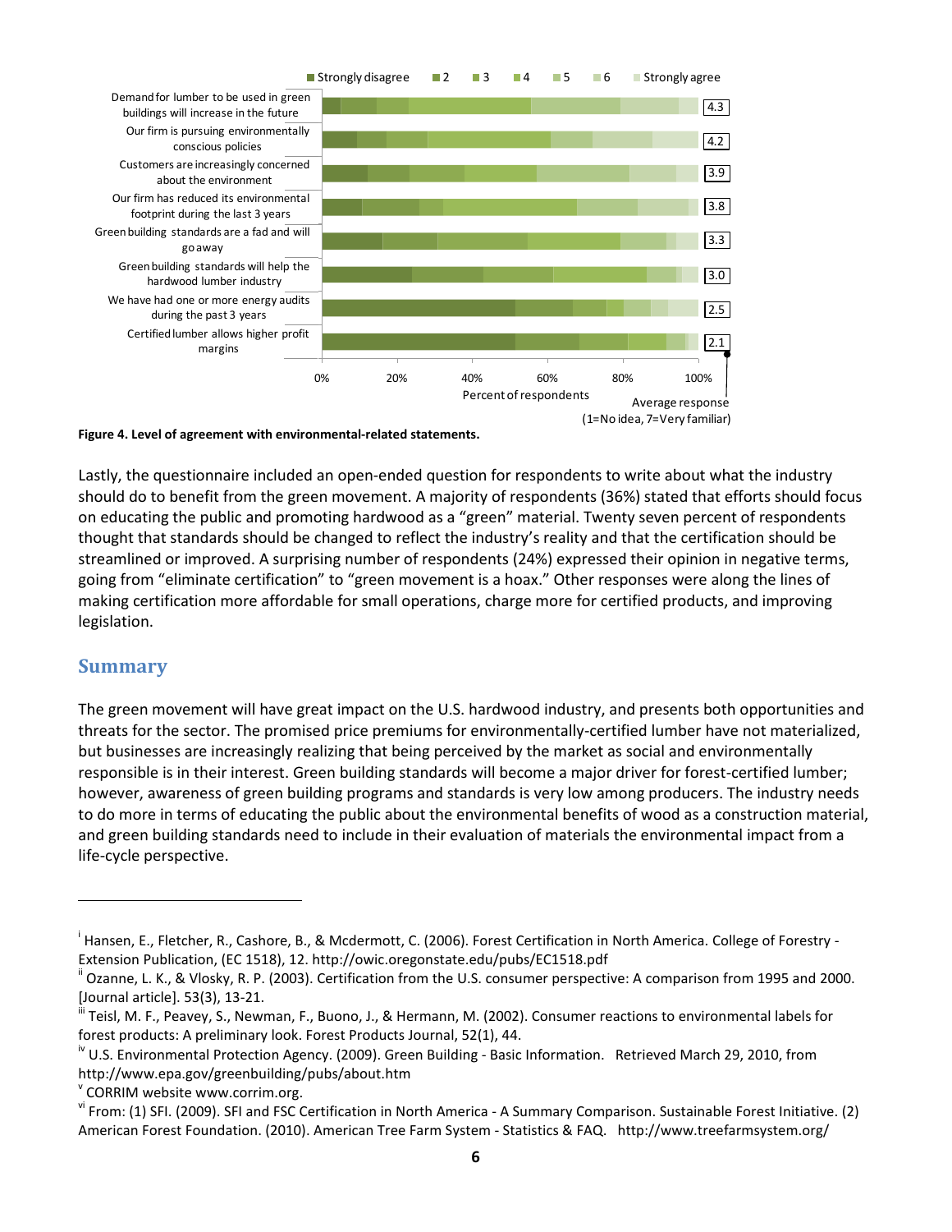Figure 4. Level of agreement with environmental-related statements.

Lastly, the questionnaire included an open-ended question for respondents to write about what the industry should do to benefit from the green movement. A majority of respondents (36%) stated that efforts should focus on educating the public and promoting hardwood as a "green" material. Twenty seven percent of respondents thought that standards should be changed to reflect the industry's reality and that the certification should be streamlined or improved. A surprising number of respondents (24%) expressed their opinion in negative terms, going from "eliminate certification" to "green movement is a hoax." Other responses were along the lines of making certification more affordable for small operations, charge more for certified products, and improving legislation.

## Summary

The green movement will have great impact on the U.S. hardwood industry, and presents both opportunities and threats for the sector. The promised price premiums for environmentally-certified lumber have not materialized, but businesses are increasingly realizing that being perceived by the market as social and environmentally responsible is in their interest. Green building standards will become a major driver for forest-certified lumber; however, awareness of green building programs and standards is very low among producers. The industry needs to do more in terms of educating the public about the environmental benefits of wood as a construction material, and green building standards need to include in their evaluation of materials the environmental impact from a life-cycle perspective.

---

[i] Hansen, E., Fletcher, R., Cashore, B., & Mcdermott, C. (2006). Forest Certification in North America. College of Forestry - Extension Publication, (EC 1518), 12. http://owic.oregonstate.edu/pubs/EC1518.pdf

[ii] Ozanne, L. K., & Vlosky, R. P. (2003). Certification from the U.S. consumer perspective: A comparison from 1995 and 2000. [Journal article]. 53(3), 13-21.

[iii] Teisl, M. F., Peavey, S., Newman, F., Buono, J., & Hermann, M. (2002). Consumer reactions to environmental labels for forest products: A preliminary look. Forest Products Journal, 52(1), 44.

[iv] U.S. Environmental Protection Agency. (2009). Green Building - Basic Information. Retrieved March 29, 2010, from http://www.epa.gov/greenbuilding/pubs/about.htm

[v] CORRIM website www.corrim.org.

[vi] From: (1) SFI. (2009). SFI and FSC Certification in North America - A Summary Comparison. Sustainable Forest Initiative. (2) American Forest Foundation. (2010). American Tree Farm System - Statistics & FAQ. http://www.treefarmsystem.org/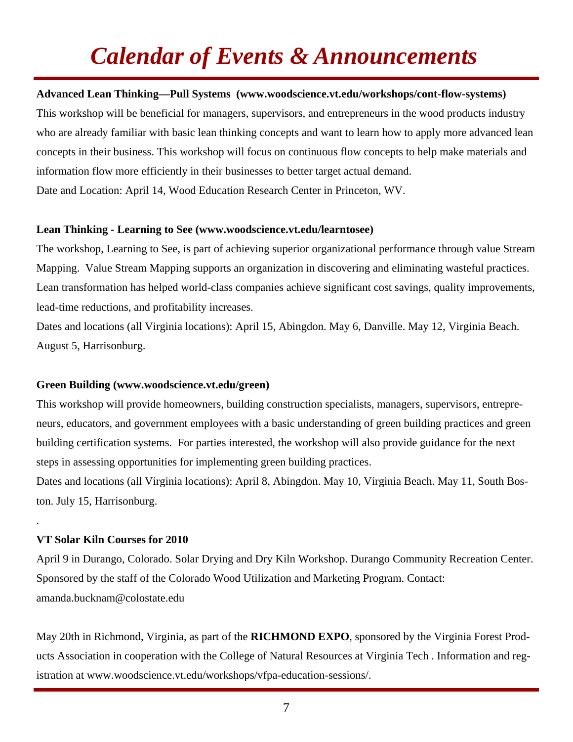# *Calendar of Events & Announcements*

**Advanced Lean Thinking—Pull Systems (www.woodscience.vt.edu/workshops/cont-flow-systems)**

This workshop will be beneficial for managers, supervisors, and entrepreneurs in the wood products industry who are already familiar with basic lean thinking concepts and want to learn how to apply more advanced lean concepts in their business. This workshop will focus on continuous flow concepts to help make materials and information flow more efficiently in their businesses to better target actual demand.

Date and Location: April 14, Wood Education Research Center in Princeton, WV.

**Lean Thinking - Learning to See (www.woodscience.vt.edu/learntosee)**

The workshop, Learning to See, is part of achieving superior organizational performance through value Stream Mapping. Value Stream Mapping supports an organization in discovering and eliminating wasteful practices. Lean transformation has helped world-class companies achieve significant cost savings, quality improvements, lead-time reductions, and profitability increases.

Dates and locations (all Virginia locations): April 15, Abingdon. May 6, Danville. May 12, Virginia Beach. August 5, Harrisonburg.

**Green Building (www.woodscience.vt.edu/green)**

This workshop will provide homeowners, building construction specialists, managers, supervisors, entrepreneurs, educators, and government employees with a basic understanding of green building practices and green building certification systems. For parties interested, the workshop will also provide guidance for the next steps in assessing opportunities for implementing green building practices.

Dates and locations (all Virginia locations): April 8, Abingdon. May 10, Virginia Beach. May 11, South Boston. July 15, Harrisonburg.

.

**VT Solar Kiln Courses for 2010**

April 9 in Durango, Colorado. Solar Drying and Dry Kiln Workshop. Durango Community Recreation Center. Sponsored by the staff of the Colorado Wood Utilization and Marketing Program. Contact: amanda.bucknam@colostate.edu

May 20th in Richmond, Virginia, as part of the **RICHMOND EXPO**, sponsored by the Virginia Forest Products Association in cooperation with the College of Natural Resources at Virginia Tech . Information and registration at www.woodscience.vt.edu/workshops/vfpa-education-sessions/.